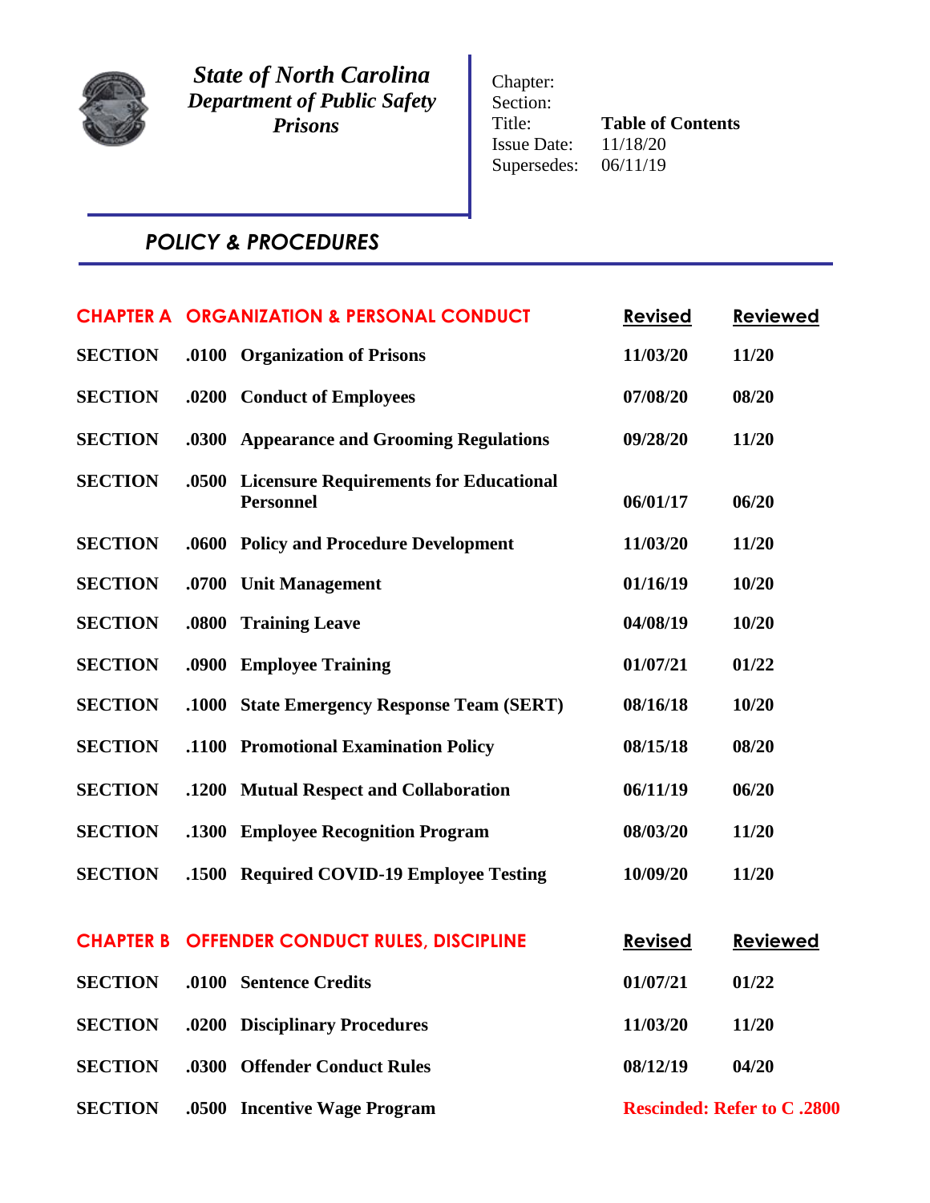***State of North Carolina***
***Department of Public Safety***
***Prisons***

Chapter:
Section:
Title: **Table of Contents**
Issue Date: 11/18/20
Supersedes: 06/11/19

## *POLICY & PROCEDURES*

| CHAPTER A | ORGANIZATION & PERSONAL CONDUCT | | Revised | Reviewed |
|---|---|---|---|---|
| **SECTION** | **.0100** | **Organization of Prisons** | **11/03/20** | **11/20** |
| **SECTION** | **.0200** | **Conduct of Employees** | **07/08/20** | **08/20** |
| **SECTION** | **.0300** | **Appearance and Grooming Regulations** | **09/28/20** | **11/20** |
| **SECTION** | **.0500** | **Licensure Requirements for Educational Personnel** | **06/01/17** | **06/20** |
| **SECTION** | **.0600** | **Policy and Procedure Development** | **11/03/20** | **11/20** |
| **SECTION** | **.0700** | **Unit Management** | **01/16/19** | **10/20** |
| **SECTION** | **.0800** | **Training Leave** | **04/08/19** | **10/20** |
| **SECTION** | **.0900** | **Employee Training** | **01/07/21** | **01/22** |
| **SECTION** | **.1000** | **State Emergency Response Team (SERT)** | **08/16/18** | **10/20** |
| **SECTION** | **.1100** | **Promotional Examination Policy** | **08/15/18** | **08/20** |
| **SECTION** | **.1200** | **Mutual Respect and Collaboration** | **06/11/19** | **06/20** |
| **SECTION** | **.1300** | **Employee Recognition Program** | **08/03/20** | **11/20** |
| **SECTION** | **.1500** | **Required COVID-19 Employee Testing** | **10/09/20** | **11/20** |

| CHAPTER B | OFFENDER CONDUCT RULES, DISCIPLINE | | Revised | Reviewed |
|---|---|---|---|---|
| **SECTION** | **.0100** | **Sentence Credits** | **01/07/21** | **01/22** |
| **SECTION** | **.0200** | **Disciplinary Procedures** | **11/03/20** | **11/20** |
| **SECTION** | **.0300** | **Offender Conduct Rules** | **08/12/19** | **04/20** |
| **SECTION** | **.0500** | **Incentive Wage Program** | **Rescinded: Refer to C .2800** | |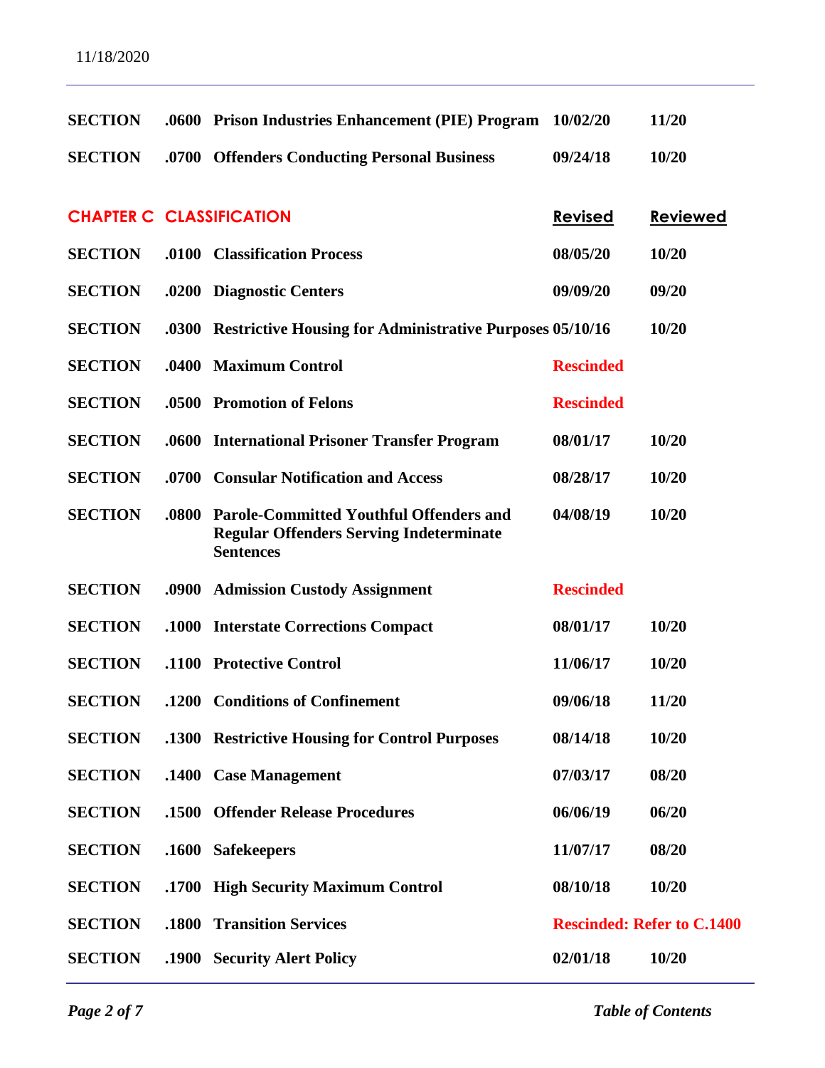| | | | Revised | Reviewed |
|---|---|---|---|---|
| **SECTION** | **.0600** | **Prison Industries Enhancement (PIE) Program** | **10/02/20** | **11/20** |
| **SECTION** | **.0700** | **Offenders Conducting Personal Business** | **09/24/18** | **10/20** |

## CHAPTER C CLASSIFICATION

| | | | Revised | Reviewed |
|---|---|---|---|---|
| **SECTION** | **.0100** | **Classification Process** | **08/05/20** | **10/20** |
| **SECTION** | **.0200** | **Diagnostic Centers** | **09/09/20** | **09/20** |
| **SECTION** | **.0300** | **Restrictive Housing for Administrative Purposes** | **05/10/16** | **10/20** |
| **SECTION** | **.0400** | **Maximum Control** | **Rescinded** | |
| **SECTION** | **.0500** | **Promotion of Felons** | **Rescinded** | |
| **SECTION** | **.0600** | **International Prisoner Transfer Program** | **08/01/17** | **10/20** |
| **SECTION** | **.0700** | **Consular Notification and Access** | **08/28/17** | **10/20** |
| **SECTION** | **.0800** | **Parole-Committed Youthful Offenders and Regular Offenders Serving Indeterminate Sentences** | **04/08/19** | **10/20** |
| **SECTION** | **.0900** | **Admission Custody Assignment** | **Rescinded** | |
| **SECTION** | **.1000** | **Interstate Corrections Compact** | **08/01/17** | **10/20** |
| **SECTION** | **.1100** | **Protective Control** | **11/06/17** | **10/20** |
| **SECTION** | **.1200** | **Conditions of Confinement** | **09/06/18** | **11/20** |
| **SECTION** | **.1300** | **Restrictive Housing for Control Purposes** | **08/14/18** | **10/20** |
| **SECTION** | **.1400** | **Case Management** | **07/03/17** | **08/20** |
| **SECTION** | **.1500** | **Offender Release Procedures** | **06/06/19** | **06/20** |
| **SECTION** | **.1600** | **Safekeepers** | **11/07/17** | **08/20** |
| **SECTION** | **.1700** | **High Security Maximum Control** | **08/10/18** | **10/20** |
| **SECTION** | **.1800** | **Transition Services** | **Rescinded: Refer to C.1400** | |
| **SECTION** | **.1900** | **Security Alert Policy** | **02/01/18** | **10/20** |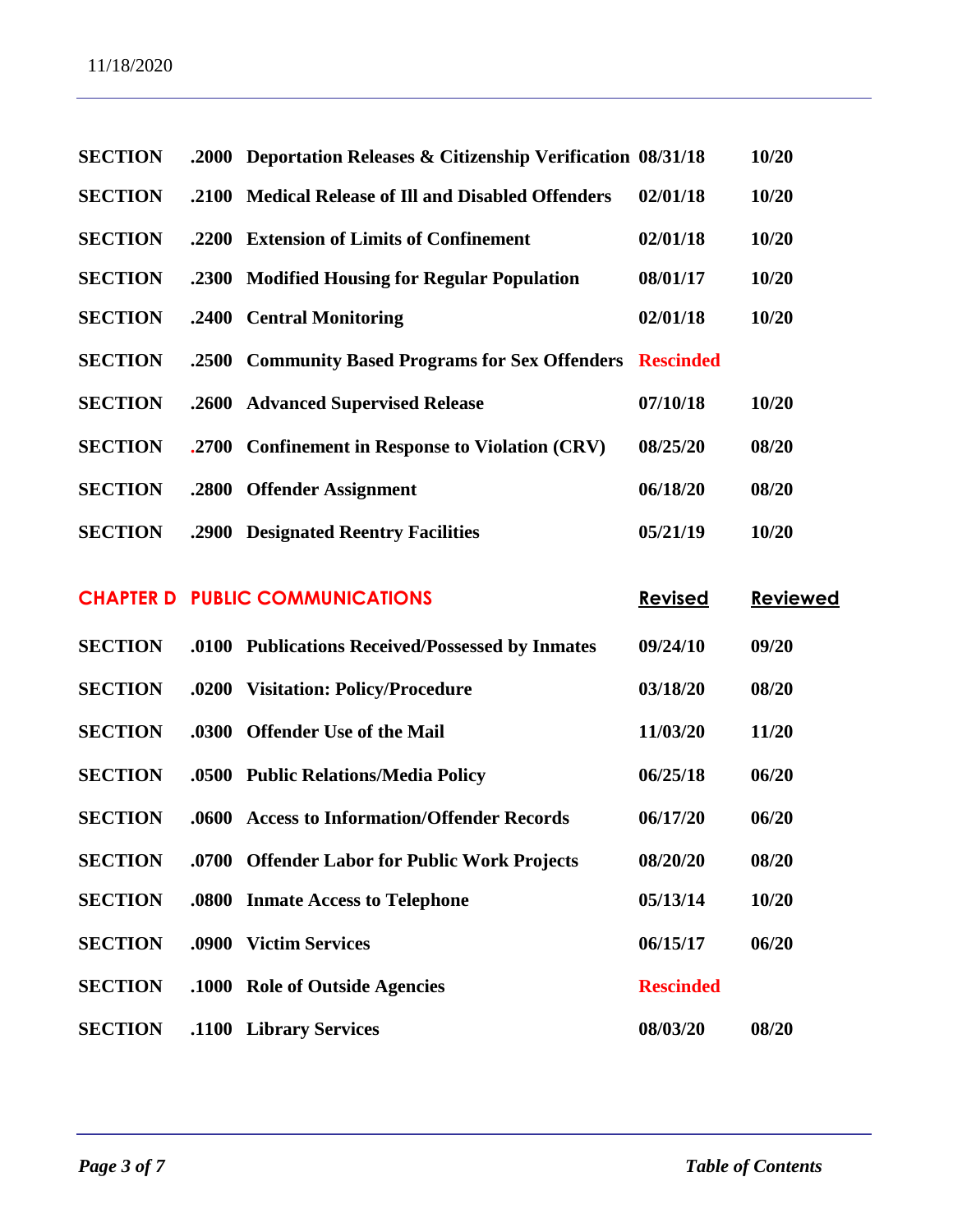| | | | Revised | Reviewed |
|---|---|---|---|---|
| **SECTION** | **.2000** | **Deportation Releases & Citizenship Verification** | **08/31/18** | **10/20** |
| **SECTION** | **.2100** | **Medical Release of Ill and Disabled Offenders** | **02/01/18** | **10/20** |
| **SECTION** | **.2200** | **Extension of Limits of Confinement** | **02/01/18** | **10/20** |
| **SECTION** | **.2300** | **Modified Housing for Regular Population** | **08/01/17** | **10/20** |
| **SECTION** | **.2400** | **Central Monitoring** | **02/01/18** | **10/20** |
| **SECTION** | **.2500** | **Community Based Programs for Sex Offenders** | **Rescinded** | |
| **SECTION** | **.2600** | **Advanced Supervised Release** | **07/10/18** | **10/20** |
| **SECTION** | **.2700** | **Confinement in Response to Violation (CRV)** | **08/25/20** | **08/20** |
| **SECTION** | **.2800** | **Offender Assignment** | **06/18/20** | **08/20** |
| **SECTION** | **.2900** | **Designated Reentry Facilities** | **05/21/19** | **10/20** |

## CHAPTER D PUBLIC COMMUNICATIONS

| | | | Revised | Reviewed |
|---|---|---|---|---|
| **SECTION** | **.0100** | **Publications Received/Possessed by Inmates** | **09/24/10** | **09/20** |
| **SECTION** | **.0200** | **Visitation: Policy/Procedure** | **03/18/20** | **08/20** |
| **SECTION** | **.0300** | **Offender Use of the Mail** | **11/03/20** | **11/20** |
| **SECTION** | **.0500** | **Public Relations/Media Policy** | **06/25/18** | **06/20** |
| **SECTION** | **.0600** | **Access to Information/Offender Records** | **06/17/20** | **06/20** |
| **SECTION** | **.0700** | **Offender Labor for Public Work Projects** | **08/20/20** | **08/20** |
| **SECTION** | **.0800** | **Inmate Access to Telephone** | **05/13/14** | **10/20** |
| **SECTION** | **.0900** | **Victim Services** | **06/15/17** | **06/20** |
| **SECTION** | **.1000** | **Role of Outside Agencies** | **Rescinded** | |
| **SECTION** | **.1100** | **Library Services** | **08/03/20** | **08/20** |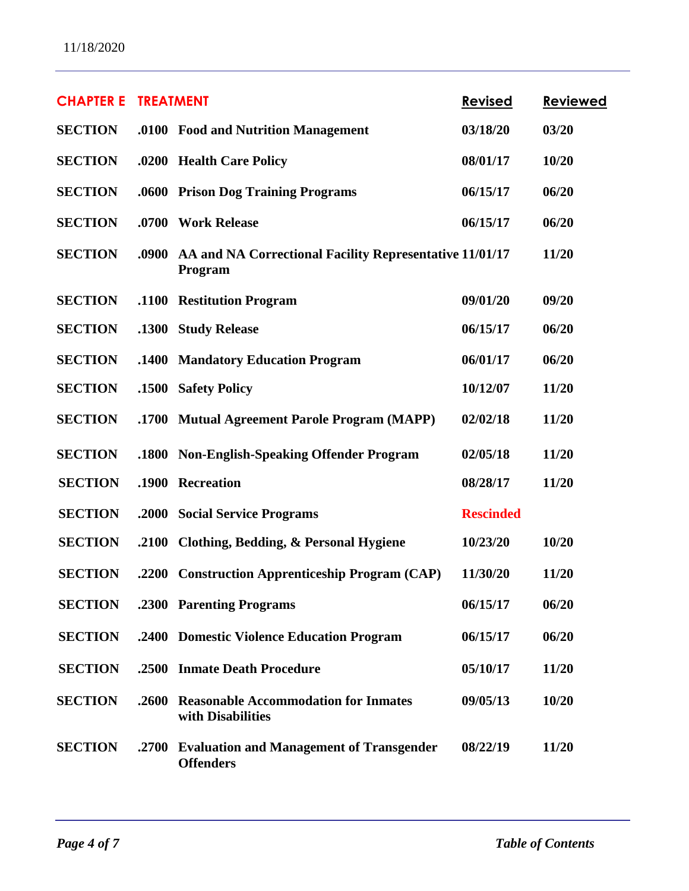| CHAPTER E | TREATMENT | | Revised | Reviewed |
|---|---|---|---|---|
| SECTION | .0100 | Food and Nutrition Management | 03/18/20 | 03/20 |
| SECTION | .0200 | Health Care Policy | 08/01/17 | 10/20 |
| SECTION | .0600 | Prison Dog Training Programs | 06/15/17 | 06/20 |
| SECTION | .0700 | Work Release | 06/15/17 | 06/20 |
| SECTION | .0900 | AA and NA Correctional Facility Representative Program | 11/01/17 | 11/20 |
| SECTION | .1100 | Restitution Program | 09/01/20 | 09/20 |
| SECTION | .1300 | Study Release | 06/15/17 | 06/20 |
| SECTION | .1400 | Mandatory Education Program | 06/01/17 | 06/20 |
| SECTION | .1500 | Safety Policy | 10/12/07 | 11/20 |
| SECTION | .1700 | Mutual Agreement Parole Program (MAPP) | 02/02/18 | 11/20 |
| SECTION | .1800 | Non-English-Speaking Offender Program | 02/05/18 | 11/20 |
| SECTION | .1900 | Recreation | 08/28/17 | 11/20 |
| SECTION | .2000 | Social Service Programs | Rescinded | |
| SECTION | .2100 | Clothing, Bedding, & Personal Hygiene | 10/23/20 | 10/20 |
| SECTION | .2200 | Construction Apprenticeship Program (CAP) | 11/30/20 | 11/20 |
| SECTION | .2300 | Parenting Programs | 06/15/17 | 06/20 |
| SECTION | .2400 | Domestic Violence Education Program | 06/15/17 | 06/20 |
| SECTION | .2500 | Inmate Death Procedure | 05/10/17 | 11/20 |
| SECTION | .2600 | Reasonable Accommodation for Inmates with Disabilities | 09/05/13 | 10/20 |
| SECTION | .2700 | Evaluation and Management of Transgender Offenders | 08/22/19 | 11/20 |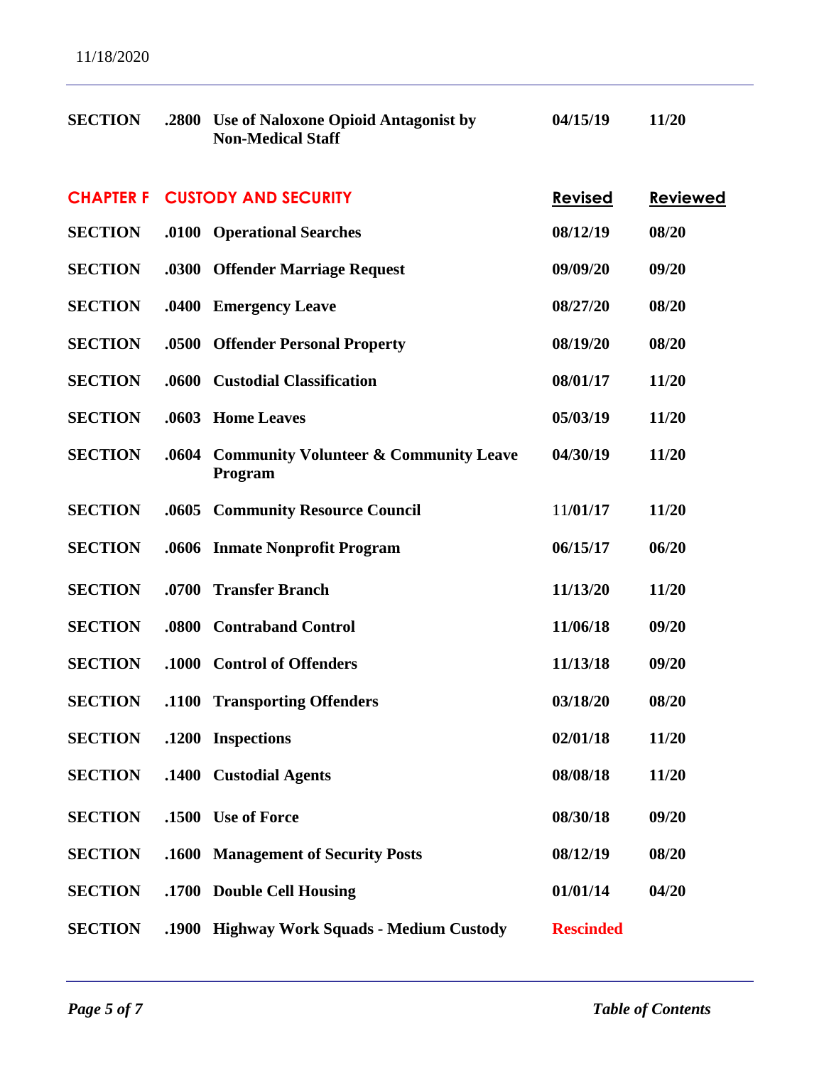| | | | Revised | Reviewed |
|---|---|---|---|---|
| **SECTION** | **.2800** | **Use of Naloxone Opioid Antagonist by Non-Medical Staff** | **04/15/19** | **11/20** |

## CHAPTER F CUSTODY AND SECURITY

| | | | Revised | Reviewed |
|---|---|---|---|---|
| **SECTION** | **.0100** | **Operational Searches** | **08/12/19** | **08/20** |
| **SECTION** | **.0300** | **Offender Marriage Request** | **09/09/20** | **09/20** |
| **SECTION** | **.0400** | **Emergency Leave** | **08/27/20** | **08/20** |
| **SECTION** | **.0500** | **Offender Personal Property** | **08/19/20** | **08/20** |
| **SECTION** | **.0600** | **Custodial Classification** | **08/01/17** | **11/20** |
| **SECTION** | **.0603** | **Home Leaves** | **05/03/19** | **11/20** |
| **SECTION** | **.0604** | **Community Volunteer & Community Leave Program** | **04/30/19** | **11/20** |
| **SECTION** | **.0605** | **Community Resource Council** | 11/**01/17** | **11/20** |
| **SECTION** | **.0606** | **Inmate Nonprofit Program** | **06/15/17** | **06/20** |
| **SECTION** | **.0700** | **Transfer Branch** | **11/13/20** | **11/20** |
| **SECTION** | **.0800** | **Contraband Control** | **11/06/18** | **09/20** |
| **SECTION** | **.1000** | **Control of Offenders** | **11/13/18** | **09/20** |
| **SECTION** | **.1100** | **Transporting Offenders** | **03/18/20** | **08/20** |
| **SECTION** | **.1200** | **Inspections** | **02/01/18** | **11/20** |
| **SECTION** | **.1400** | **Custodial Agents** | **08/08/18** | **11/20** |
| **SECTION** | **.1500** | **Use of Force** | **08/30/18** | **09/20** |
| **SECTION** | **.1600** | **Management of Security Posts** | **08/12/19** | **08/20** |
| **SECTION** | **.1700** | **Double Cell Housing** | **01/01/14** | **04/20** |
| **SECTION** | **.1900** | **Highway Work Squads - Medium Custody** | **Rescinded** | |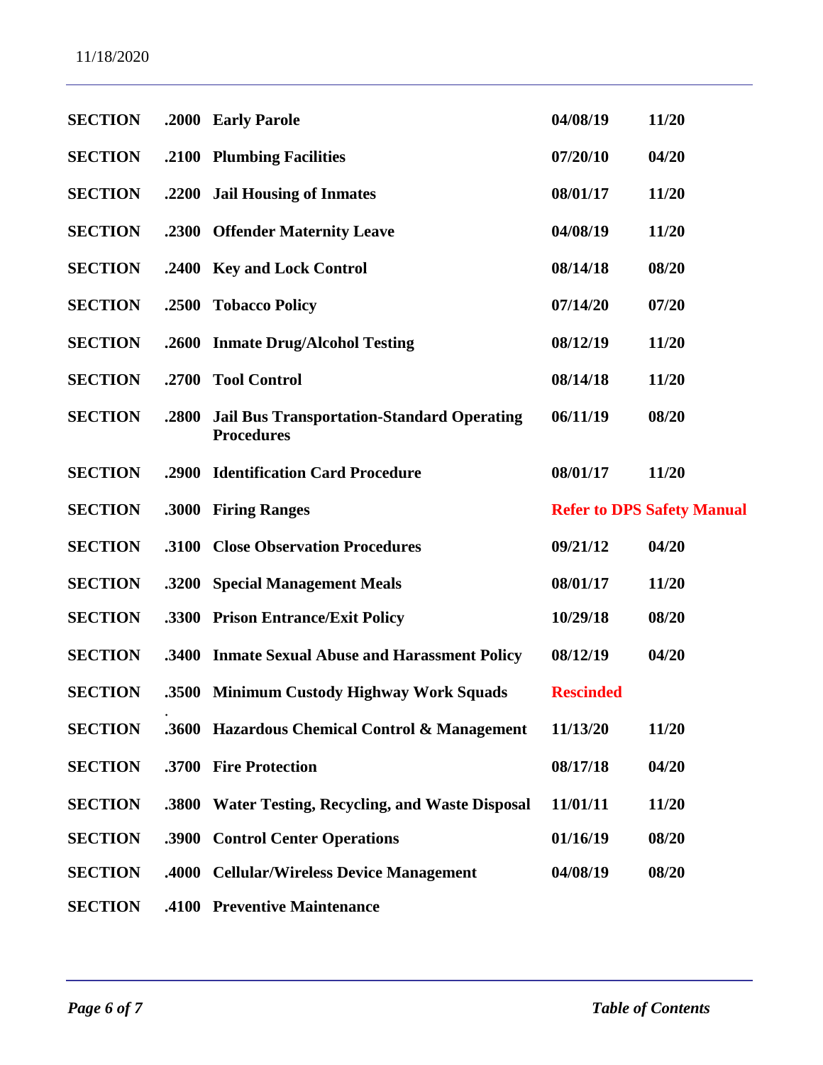| | | | | |
|---|---|---|---|---|
| **SECTION** | **.2000** | **Early Parole** | **04/08/19** | **11/20** |
| **SECTION** | **.2100** | **Plumbing Facilities** | **07/20/10** | **04/20** |
| **SECTION** | **.2200** | **Jail Housing of Inmates** | **08/01/17** | **11/20** |
| **SECTION** | **.2300** | **Offender Maternity Leave** | **04/08/19** | **11/20** |
| **SECTION** | **.2400** | **Key and Lock Control** | **08/14/18** | **08/20** |
| **SECTION** | **.2500** | **Tobacco Policy** | **07/14/20** | **07/20** |
| **SECTION** | **.2600** | **Inmate Drug/Alcohol Testing** | **08/12/19** | **11/20** |
| **SECTION** | **.2700** | **Tool Control** | **08/14/18** | **11/20** |
| **SECTION** | **.2800** | **Jail Bus Transportation-Standard Operating Procedures** | **06/11/19** | **08/20** |
| **SECTION** | **.2900** | **Identification Card Procedure** | **08/01/17** | **11/20** |
| **SECTION** | **.3000** | **Firing Ranges** | **Refer to DPS Safety Manual** | |
| **SECTION** | **.3100** | **Close Observation Procedures** | **09/21/12** | **04/20** |
| **SECTION** | **.3200** | **Special Management Meals** | **08/01/17** | **11/20** |
| **SECTION** | **.3300** | **Prison Entrance/Exit Policy** | **10/29/18** | **08/20** |
| **SECTION** | **.3400** | **Inmate Sexual Abuse and Harassment Policy** | **08/12/19** | **04/20** |
| **SECTION** | **.3500** | **Minimum Custody Highway Work Squads** | **Rescinded** | |
| **SECTION** | **.3600** | **Hazardous Chemical Control & Management** | **11/13/20** | **11/20** |
| **SECTION** | **.3700** | **Fire Protection** | **08/17/18** | **04/20** |
| **SECTION** | **.3800** | **Water Testing, Recycling, and Waste Disposal** | **11/01/11** | **11/20** |
| **SECTION** | **.3900** | **Control Center Operations** | **01/16/19** | **08/20** |
| **SECTION** | **.4000** | **Cellular/Wireless Device Management** | **04/08/19** | **08/20** |
| **SECTION** | **.4100** | **Preventive Maintenance** | | |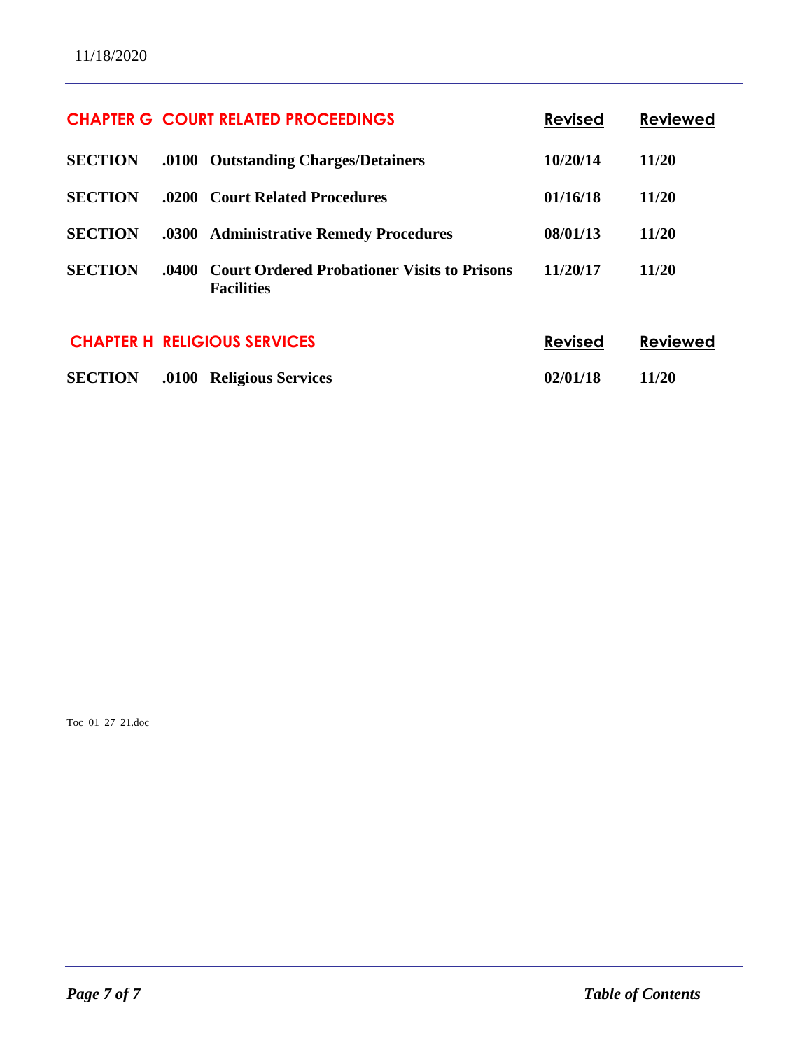| CHAPTER G | COURT RELATED PROCEEDINGS | Revised | Reviewed |
|---|---|---|---|
| **SECTION** | **.0100 Outstanding Charges/Detainers** | **10/20/14** | **11/20** |
| **SECTION** | **.0200 Court Related Procedures** | **01/16/18** | **11/20** |
| **SECTION** | **.0300 Administrative Remedy Procedures** | **08/01/13** | **11/20** |
| **SECTION** | **.0400 Court Ordered Probationer Visits to Prisons Facilities** | **11/20/17** | **11/20** |

| CHAPTER H | RELIGIOUS SERVICES | Revised | Reviewed |
|---|---|---|---|
| **SECTION** | **.0100 Religious Services** | **02/01/18** | **11/20** |

Toc_01_27_21.doc